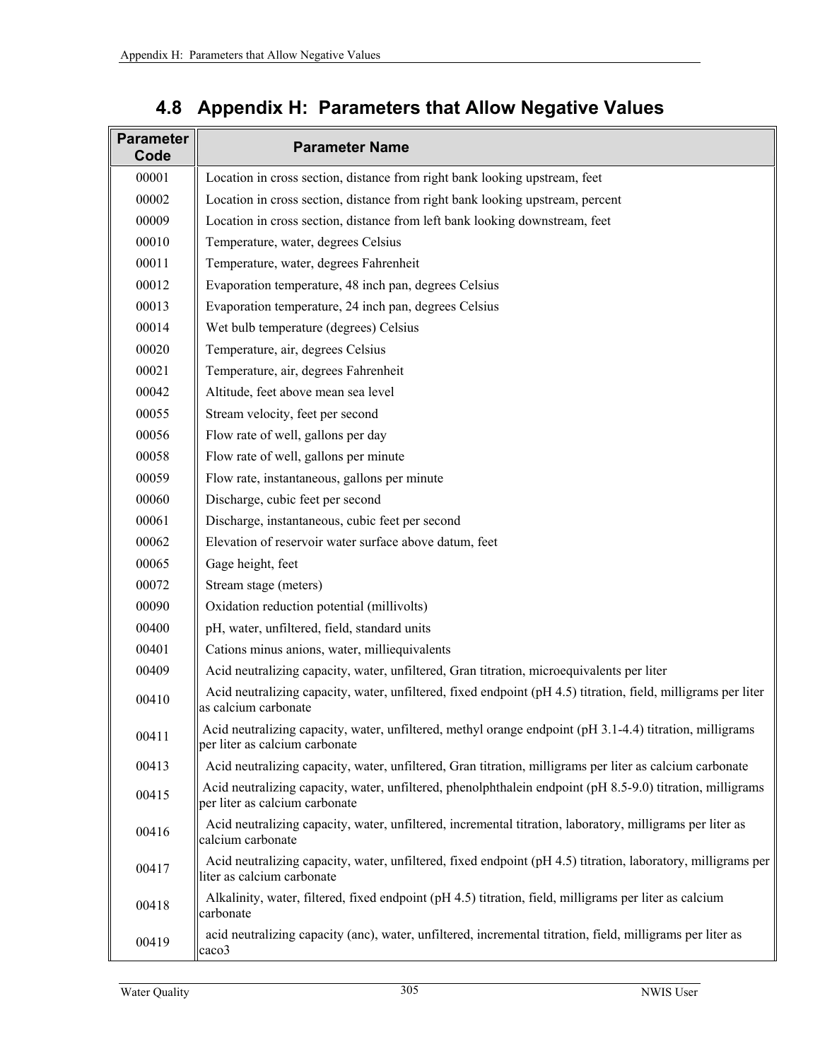## 4.8 Appendix H: Parameters that Allow Negative Values

| Parameter Code | Parameter Name |
|---|---|
| 00001 | Location in cross section, distance from right bank looking upstream, feet |
| 00002 | Location in cross section, distance from right bank looking upstream, percent |
| 00009 | Location in cross section, distance from left bank looking downstream, feet |
| 00010 | Temperature, water, degrees Celsius |
| 00011 | Temperature, water, degrees Fahrenheit |
| 00012 | Evaporation temperature, 48 inch pan, degrees Celsius |
| 00013 | Evaporation temperature, 24 inch pan, degrees Celsius |
| 00014 | Wet bulb temperature (degrees) Celsius |
| 00020 | Temperature, air, degrees Celsius |
| 00021 | Temperature, air, degrees Fahrenheit |
| 00042 | Altitude, feet above mean sea level |
| 00055 | Stream velocity, feet per second |
| 00056 | Flow rate of well, gallons per day |
| 00058 | Flow rate of well, gallons per minute |
| 00059 | Flow rate, instantaneous, gallons per minute |
| 00060 | Discharge, cubic feet per second |
| 00061 | Discharge, instantaneous, cubic feet per second |
| 00062 | Elevation of reservoir water surface above datum, feet |
| 00065 | Gage height, feet |
| 00072 | Stream stage (meters) |
| 00090 | Oxidation reduction potential (millivolts) |
| 00400 | pH, water, unfiltered, field, standard units |
| 00401 | Cations minus anions, water, milliequivalents |
| 00409 | Acid neutralizing capacity, water, unfiltered, Gran titration, microequivalents per liter |
| 00410 | Acid neutralizing capacity, water, unfiltered, fixed endpoint (pH 4.5) titration, field, milligrams per liter as calcium carbonate |
| 00411 | Acid neutralizing capacity, water, unfiltered, methyl orange endpoint (pH 3.1-4.4) titration, milligrams per liter as calcium carbonate |
| 00413 | Acid neutralizing capacity, water, unfiltered, Gran titration, milligrams per liter as calcium carbonate |
| 00415 | Acid neutralizing capacity, water, unfiltered, phenolphthalein endpoint (pH 8.5-9.0) titration, milligrams per liter as calcium carbonate |
| 00416 | Acid neutralizing capacity, water, unfiltered, incremental titration, laboratory, milligrams per liter as calcium carbonate |
| 00417 | Acid neutralizing capacity, water, unfiltered, fixed endpoint (pH 4.5) titration, laboratory, milligrams per liter as calcium carbonate |
| 00418 | Alkalinity, water, filtered, fixed endpoint (pH 4.5) titration, field, milligrams per liter as calcium carbonate |
| 00419 | acid neutralizing capacity (anc), water, unfiltered, incremental titration, field, milligrams per liter as caco3 |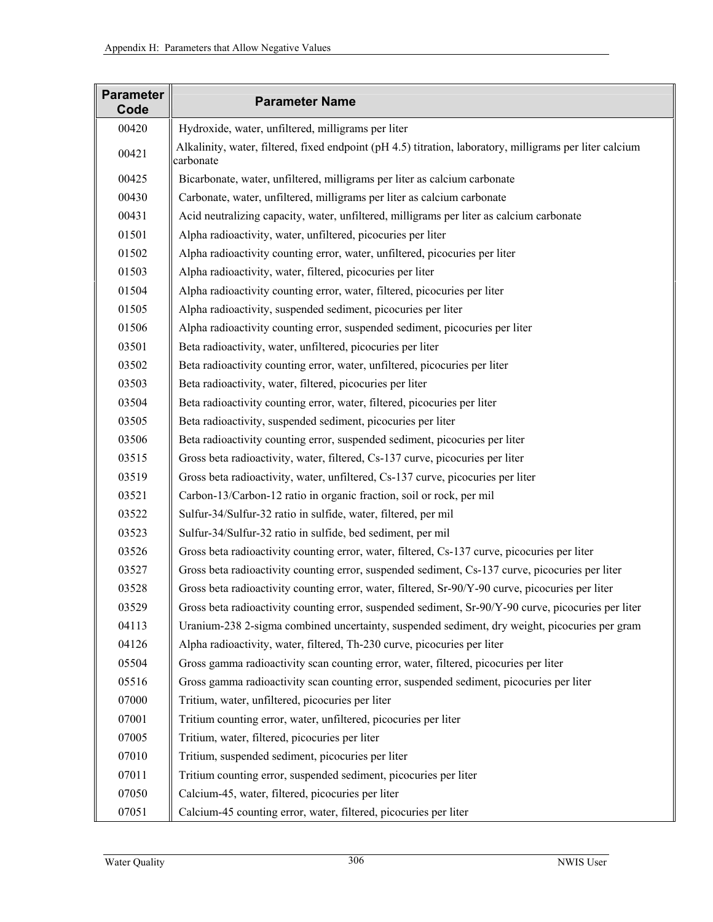| Parameter Code | Parameter Name |
|---|---|
| 00420 | Hydroxide, water, unfiltered, milligrams per liter |
| 00421 | Alkalinity, water, filtered, fixed endpoint (pH 4.5) titration, laboratory, milligrams per liter calcium carbonate |
| 00425 | Bicarbonate, water, unfiltered, milligrams per liter as calcium carbonate |
| 00430 | Carbonate, water, unfiltered, milligrams per liter as calcium carbonate |
| 00431 | Acid neutralizing capacity, water, unfiltered, milligrams per liter as calcium carbonate |
| 01501 | Alpha radioactivity, water, unfiltered, picocuries per liter |
| 01502 | Alpha radioactivity counting error, water, unfiltered, picocuries per liter |
| 01503 | Alpha radioactivity, water, filtered, picocuries per liter |
| 01504 | Alpha radioactivity counting error, water, filtered, picocuries per liter |
| 01505 | Alpha radioactivity, suspended sediment, picocuries per liter |
| 01506 | Alpha radioactivity counting error, suspended sediment, picocuries per liter |
| 03501 | Beta radioactivity, water, unfiltered, picocuries per liter |
| 03502 | Beta radioactivity counting error, water, unfiltered, picocuries per liter |
| 03503 | Beta radioactivity, water, filtered, picocuries per liter |
| 03504 | Beta radioactivity counting error, water, filtered, picocuries per liter |
| 03505 | Beta radioactivity, suspended sediment, picocuries per liter |
| 03506 | Beta radioactivity counting error, suspended sediment, picocuries per liter |
| 03515 | Gross beta radioactivity, water, filtered, Cs-137 curve, picocuries per liter |
| 03519 | Gross beta radioactivity, water, unfiltered, Cs-137 curve, picocuries per liter |
| 03521 | Carbon-13/Carbon-12 ratio in organic fraction, soil or rock, per mil |
| 03522 | Sulfur-34/Sulfur-32 ratio in sulfide, water, filtered, per mil |
| 03523 | Sulfur-34/Sulfur-32 ratio in sulfide, bed sediment, per mil |
| 03526 | Gross beta radioactivity counting error, water, filtered, Cs-137 curve, picocuries per liter |
| 03527 | Gross beta radioactivity counting error, suspended sediment, Cs-137 curve, picocuries per liter |
| 03528 | Gross beta radioactivity counting error, water, filtered, Sr-90/Y-90 curve, picocuries per liter |
| 03529 | Gross beta radioactivity counting error, suspended sediment, Sr-90/Y-90 curve, picocuries per liter |
| 04113 | Uranium-238 2-sigma combined uncertainty, suspended sediment, dry weight, picocuries per gram |
| 04126 | Alpha radioactivity, water, filtered, Th-230 curve, picocuries per liter |
| 05504 | Gross gamma radioactivity scan counting error, water, filtered, picocuries per liter |
| 05516 | Gross gamma radioactivity scan counting error, suspended sediment, picocuries per liter |
| 07000 | Tritium, water, unfiltered, picocuries per liter |
| 07001 | Tritium counting error, water, unfiltered, picocuries per liter |
| 07005 | Tritium, water, filtered, picocuries per liter |
| 07010 | Tritium, suspended sediment, picocuries per liter |
| 07011 | Tritium counting error, suspended sediment, picocuries per liter |
| 07050 | Calcium-45, water, filtered, picocuries per liter |
| 07051 | Calcium-45 counting error, water, filtered, picocuries per liter |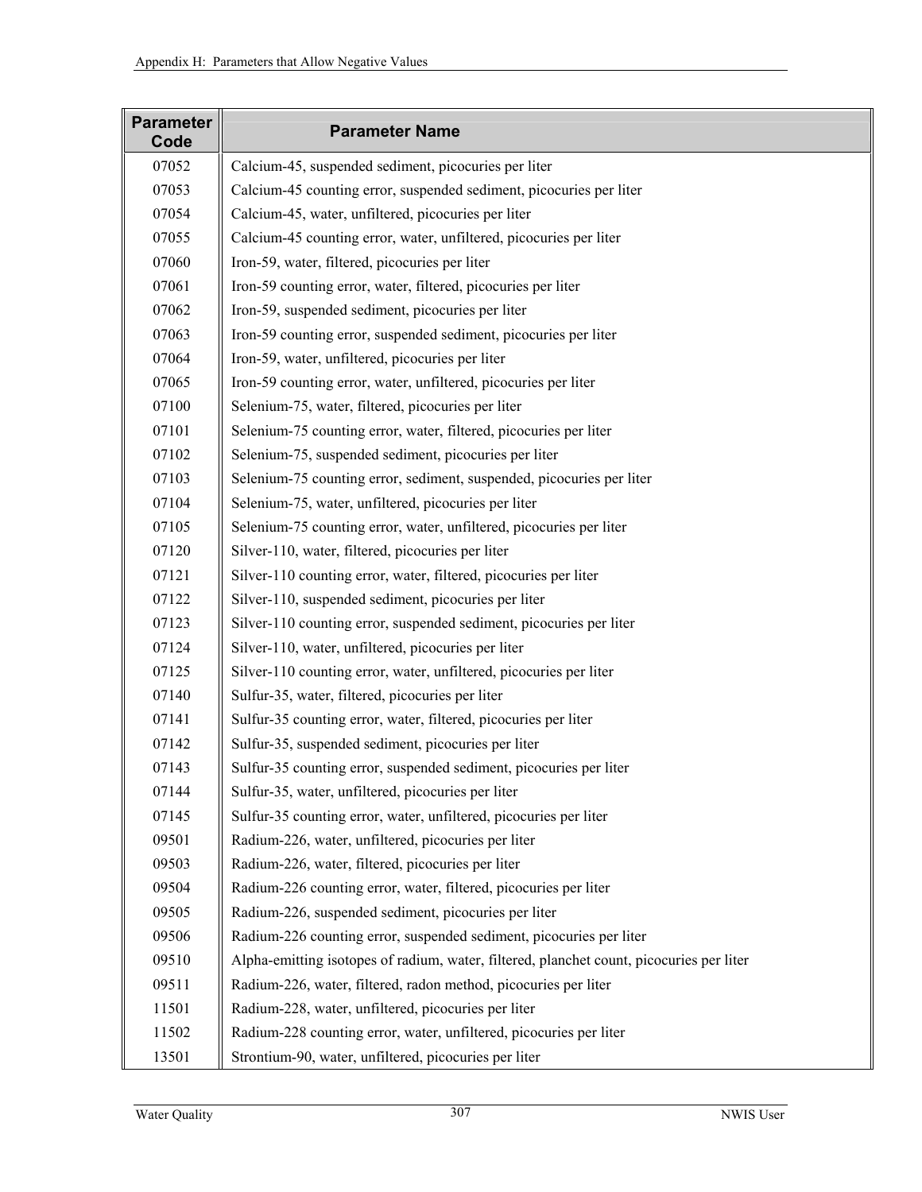| Parameter Code | Parameter Name |
|---|---|
| 07052 | Calcium-45, suspended sediment, picocuries per liter |
| 07053 | Calcium-45 counting error, suspended sediment, picocuries per liter |
| 07054 | Calcium-45, water, unfiltered, picocuries per liter |
| 07055 | Calcium-45 counting error, water, unfiltered, picocuries per liter |
| 07060 | Iron-59, water, filtered, picocuries per liter |
| 07061 | Iron-59 counting error, water, filtered, picocuries per liter |
| 07062 | Iron-59, suspended sediment, picocuries per liter |
| 07063 | Iron-59 counting error, suspended sediment, picocuries per liter |
| 07064 | Iron-59, water, unfiltered, picocuries per liter |
| 07065 | Iron-59 counting error, water, unfiltered, picocuries per liter |
| 07100 | Selenium-75, water, filtered, picocuries per liter |
| 07101 | Selenium-75 counting error, water, filtered, picocuries per liter |
| 07102 | Selenium-75, suspended sediment, picocuries per liter |
| 07103 | Selenium-75 counting error, sediment, suspended, picocuries per liter |
| 07104 | Selenium-75, water, unfiltered, picocuries per liter |
| 07105 | Selenium-75 counting error, water, unfiltered, picocuries per liter |
| 07120 | Silver-110, water, filtered, picocuries per liter |
| 07121 | Silver-110 counting error, water, filtered, picocuries per liter |
| 07122 | Silver-110, suspended sediment, picocuries per liter |
| 07123 | Silver-110 counting error, suspended sediment, picocuries per liter |
| 07124 | Silver-110, water, unfiltered, picocuries per liter |
| 07125 | Silver-110 counting error, water, unfiltered, picocuries per liter |
| 07140 | Sulfur-35, water, filtered, picocuries per liter |
| 07141 | Sulfur-35 counting error, water, filtered, picocuries per liter |
| 07142 | Sulfur-35, suspended sediment, picocuries per liter |
| 07143 | Sulfur-35 counting error, suspended sediment, picocuries per liter |
| 07144 | Sulfur-35, water, unfiltered, picocuries per liter |
| 07145 | Sulfur-35 counting error, water, unfiltered, picocuries per liter |
| 09501 | Radium-226, water, unfiltered, picocuries per liter |
| 09503 | Radium-226, water, filtered, picocuries per liter |
| 09504 | Radium-226 counting error, water, filtered, picocuries per liter |
| 09505 | Radium-226, suspended sediment, picocuries per liter |
| 09506 | Radium-226 counting error, suspended sediment, picocuries per liter |
| 09510 | Alpha-emitting isotopes of radium, water, filtered, planchet count, picocuries per liter |
| 09511 | Radium-226, water, filtered, radon method, picocuries per liter |
| 11501 | Radium-228, water, unfiltered, picocuries per liter |
| 11502 | Radium-228 counting error, water, unfiltered, picocuries per liter |
| 13501 | Strontium-90, water, unfiltered, picocuries per liter |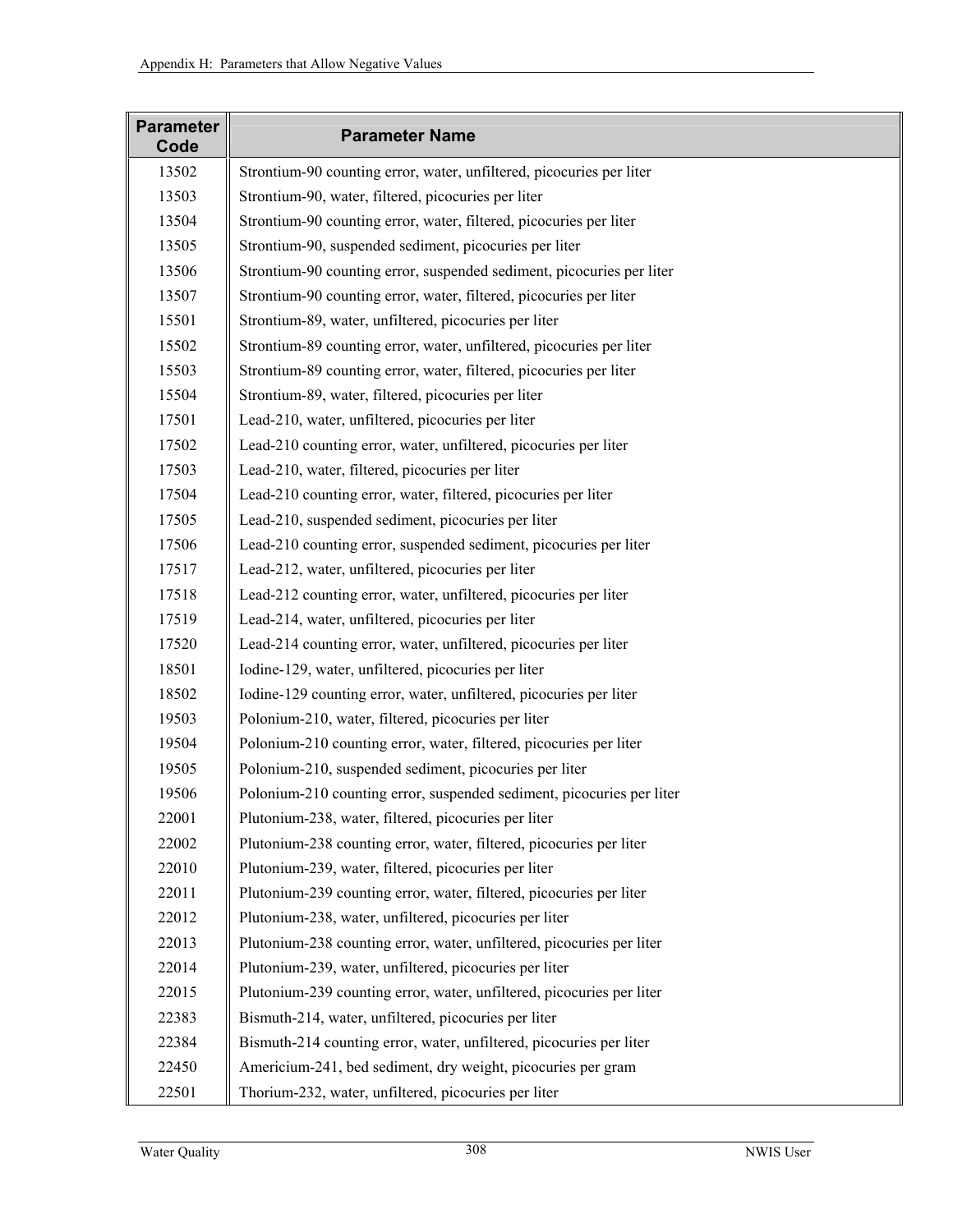| Parameter Code | Parameter Name |
|---|---|
| 13502 | Strontium-90 counting error, water, unfiltered, picocuries per liter |
| 13503 | Strontium-90, water, filtered, picocuries per liter |
| 13504 | Strontium-90 counting error, water, filtered, picocuries per liter |
| 13505 | Strontium-90, suspended sediment, picocuries per liter |
| 13506 | Strontium-90 counting error, suspended sediment, picocuries per liter |
| 13507 | Strontium-90 counting error, water, filtered, picocuries per liter |
| 15501 | Strontium-89, water, unfiltered, picocuries per liter |
| 15502 | Strontium-89 counting error, water, unfiltered, picocuries per liter |
| 15503 | Strontium-89 counting error, water, filtered, picocuries per liter |
| 15504 | Strontium-89, water, filtered, picocuries per liter |
| 17501 | Lead-210, water, unfiltered, picocuries per liter |
| 17502 | Lead-210 counting error, water, unfiltered, picocuries per liter |
| 17503 | Lead-210, water, filtered, picocuries per liter |
| 17504 | Lead-210 counting error, water, filtered, picocuries per liter |
| 17505 | Lead-210, suspended sediment, picocuries per liter |
| 17506 | Lead-210 counting error, suspended sediment, picocuries per liter |
| 17517 | Lead-212, water, unfiltered, picocuries per liter |
| 17518 | Lead-212 counting error, water, unfiltered, picocuries per liter |
| 17519 | Lead-214, water, unfiltered, picocuries per liter |
| 17520 | Lead-214 counting error, water, unfiltered, picocuries per liter |
| 18501 | Iodine-129, water, unfiltered, picocuries per liter |
| 18502 | Iodine-129 counting error, water, unfiltered, picocuries per liter |
| 19503 | Polonium-210, water, filtered, picocuries per liter |
| 19504 | Polonium-210 counting error, water, filtered, picocuries per liter |
| 19505 | Polonium-210, suspended sediment, picocuries per liter |
| 19506 | Polonium-210 counting error, suspended sediment, picocuries per liter |
| 22001 | Plutonium-238, water, filtered, picocuries per liter |
| 22002 | Plutonium-238 counting error, water, filtered, picocuries per liter |
| 22010 | Plutonium-239, water, filtered, picocuries per liter |
| 22011 | Plutonium-239 counting error, water, filtered, picocuries per liter |
| 22012 | Plutonium-238, water, unfiltered, picocuries per liter |
| 22013 | Plutonium-238 counting error, water, unfiltered, picocuries per liter |
| 22014 | Plutonium-239, water, unfiltered, picocuries per liter |
| 22015 | Plutonium-239 counting error, water, unfiltered, picocuries per liter |
| 22383 | Bismuth-214, water, unfiltered, picocuries per liter |
| 22384 | Bismuth-214 counting error, water, unfiltered, picocuries per liter |
| 22450 | Americium-241, bed sediment, dry weight, picocuries per gram |
| 22501 | Thorium-232, water, unfiltered, picocuries per liter |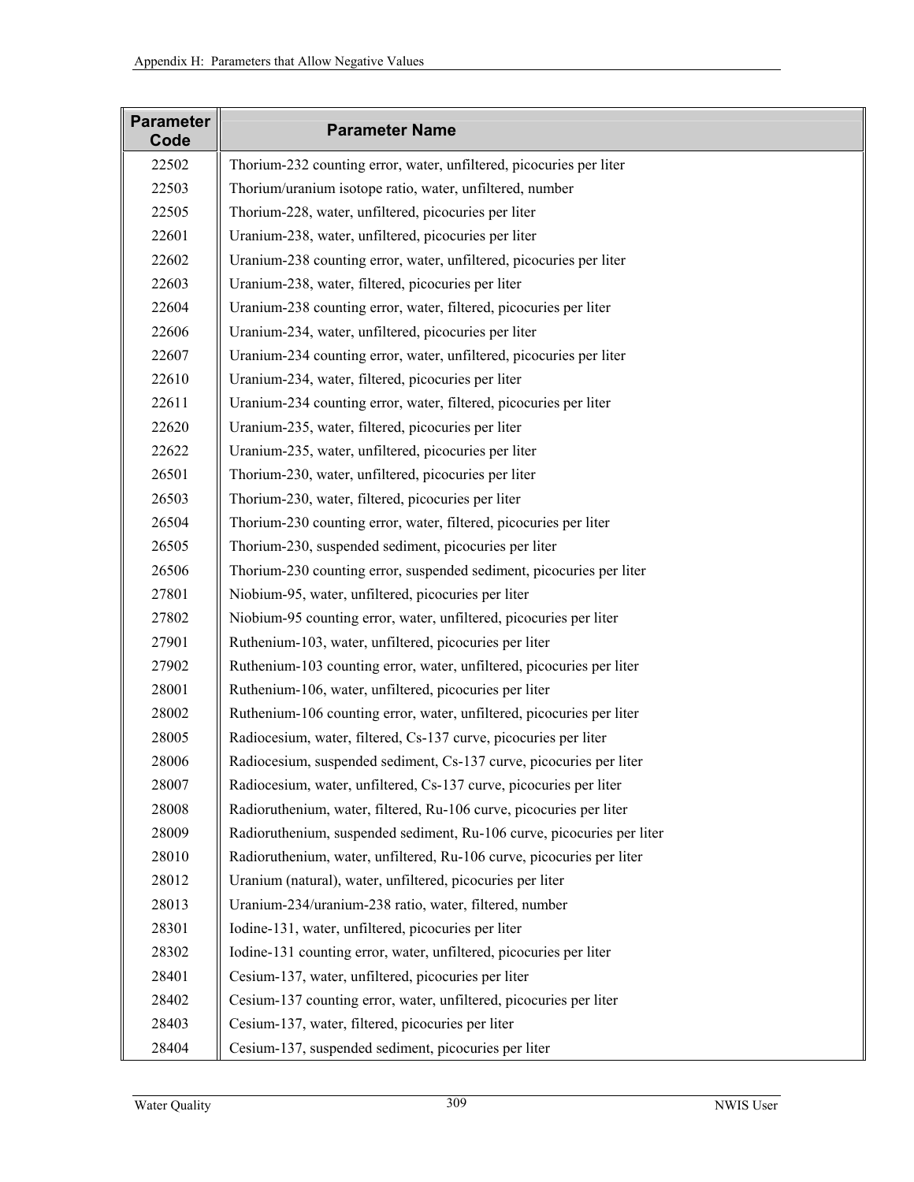| Parameter Code | Parameter Name |
|---|---|
| 22502 | Thorium-232 counting error, water, unfiltered, picocuries per liter |
| 22503 | Thorium/uranium isotope ratio, water, unfiltered, number |
| 22505 | Thorium-228, water, unfiltered, picocuries per liter |
| 22601 | Uranium-238, water, unfiltered, picocuries per liter |
| 22602 | Uranium-238 counting error, water, unfiltered, picocuries per liter |
| 22603 | Uranium-238, water, filtered, picocuries per liter |
| 22604 | Uranium-238 counting error, water, filtered, picocuries per liter |
| 22606 | Uranium-234, water, unfiltered, picocuries per liter |
| 22607 | Uranium-234 counting error, water, unfiltered, picocuries per liter |
| 22610 | Uranium-234, water, filtered, picocuries per liter |
| 22611 | Uranium-234 counting error, water, filtered, picocuries per liter |
| 22620 | Uranium-235, water, filtered, picocuries per liter |
| 22622 | Uranium-235, water, unfiltered, picocuries per liter |
| 26501 | Thorium-230, water, unfiltered, picocuries per liter |
| 26503 | Thorium-230, water, filtered, picocuries per liter |
| 26504 | Thorium-230 counting error, water, filtered, picocuries per liter |
| 26505 | Thorium-230, suspended sediment, picocuries per liter |
| 26506 | Thorium-230 counting error, suspended sediment, picocuries per liter |
| 27801 | Niobium-95, water, unfiltered, picocuries per liter |
| 27802 | Niobium-95 counting error, water, unfiltered, picocuries per liter |
| 27901 | Ruthenium-103, water, unfiltered, picocuries per liter |
| 27902 | Ruthenium-103 counting error, water, unfiltered, picocuries per liter |
| 28001 | Ruthenium-106, water, unfiltered, picocuries per liter |
| 28002 | Ruthenium-106 counting error, water, unfiltered, picocuries per liter |
| 28005 | Radiocesium, water, filtered, Cs-137 curve, picocuries per liter |
| 28006 | Radiocesium, suspended sediment, Cs-137 curve, picocuries per liter |
| 28007 | Radiocesium, water, unfiltered, Cs-137 curve, picocuries per liter |
| 28008 | Radioruthenium, water, filtered, Ru-106 curve, picocuries per liter |
| 28009 | Radioruthenium, suspended sediment, Ru-106 curve, picocuries per liter |
| 28010 | Radioruthenium, water, unfiltered, Ru-106 curve, picocuries per liter |
| 28012 | Uranium (natural), water, unfiltered, picocuries per liter |
| 28013 | Uranium-234/uranium-238 ratio, water, filtered, number |
| 28301 | Iodine-131, water, unfiltered, picocuries per liter |
| 28302 | Iodine-131 counting error, water, unfiltered, picocuries per liter |
| 28401 | Cesium-137, water, unfiltered, picocuries per liter |
| 28402 | Cesium-137 counting error, water, unfiltered, picocuries per liter |
| 28403 | Cesium-137, water, filtered, picocuries per liter |
| 28404 | Cesium-137, suspended sediment, picocuries per liter |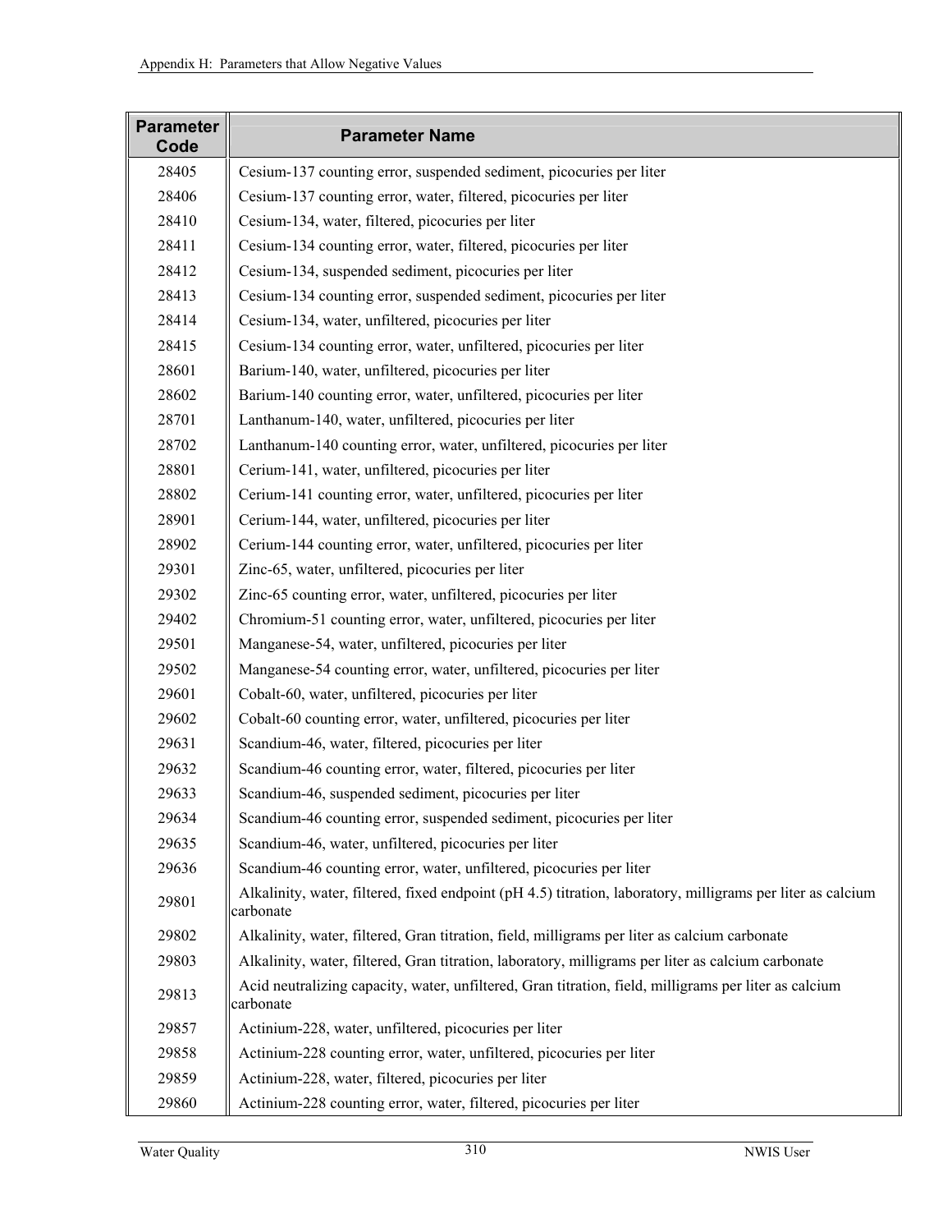| Parameter Code | Parameter Name |
|---|---|
| 28405 | Cesium-137 counting error, suspended sediment, picocuries per liter |
| 28406 | Cesium-137 counting error, water, filtered, picocuries per liter |
| 28410 | Cesium-134, water, filtered, picocuries per liter |
| 28411 | Cesium-134 counting error, water, filtered, picocuries per liter |
| 28412 | Cesium-134, suspended sediment, picocuries per liter |
| 28413 | Cesium-134 counting error, suspended sediment, picocuries per liter |
| 28414 | Cesium-134, water, unfiltered, picocuries per liter |
| 28415 | Cesium-134 counting error, water, unfiltered, picocuries per liter |
| 28601 | Barium-140, water, unfiltered, picocuries per liter |
| 28602 | Barium-140 counting error, water, unfiltered, picocuries per liter |
| 28701 | Lanthanum-140, water, unfiltered, picocuries per liter |
| 28702 | Lanthanum-140 counting error, water, unfiltered, picocuries per liter |
| 28801 | Cerium-141, water, unfiltered, picocuries per liter |
| 28802 | Cerium-141 counting error, water, unfiltered, picocuries per liter |
| 28901 | Cerium-144, water, unfiltered, picocuries per liter |
| 28902 | Cerium-144 counting error, water, unfiltered, picocuries per liter |
| 29301 | Zinc-65, water, unfiltered, picocuries per liter |
| 29302 | Zinc-65 counting error, water, unfiltered, picocuries per liter |
| 29402 | Chromium-51 counting error, water, unfiltered, picocuries per liter |
| 29501 | Manganese-54, water, unfiltered, picocuries per liter |
| 29502 | Manganese-54 counting error, water, unfiltered, picocuries per liter |
| 29601 | Cobalt-60, water, unfiltered, picocuries per liter |
| 29602 | Cobalt-60 counting error, water, unfiltered, picocuries per liter |
| 29631 | Scandium-46, water, filtered, picocuries per liter |
| 29632 | Scandium-46 counting error, water, filtered, picocuries per liter |
| 29633 | Scandium-46, suspended sediment, picocuries per liter |
| 29634 | Scandium-46 counting error, suspended sediment, picocuries per liter |
| 29635 | Scandium-46, water, unfiltered, picocuries per liter |
| 29636 | Scandium-46 counting error, water, unfiltered, picocuries per liter |
| 29801 | Alkalinity, water, filtered, fixed endpoint (pH 4.5) titration, laboratory, milligrams per liter as calcium carbonate |
| 29802 | Alkalinity, water, filtered, Gran titration, field, milligrams per liter as calcium carbonate |
| 29803 | Alkalinity, water, filtered, Gran titration, laboratory, milligrams per liter as calcium carbonate |
| 29813 | Acid neutralizing capacity, water, unfiltered, Gran titration, field, milligrams per liter as calcium carbonate |
| 29857 | Actinium-228, water, unfiltered, picocuries per liter |
| 29858 | Actinium-228 counting error, water, unfiltered, picocuries per liter |
| 29859 | Actinium-228, water, filtered, picocuries per liter |
| 29860 | Actinium-228 counting error, water, filtered, picocuries per liter |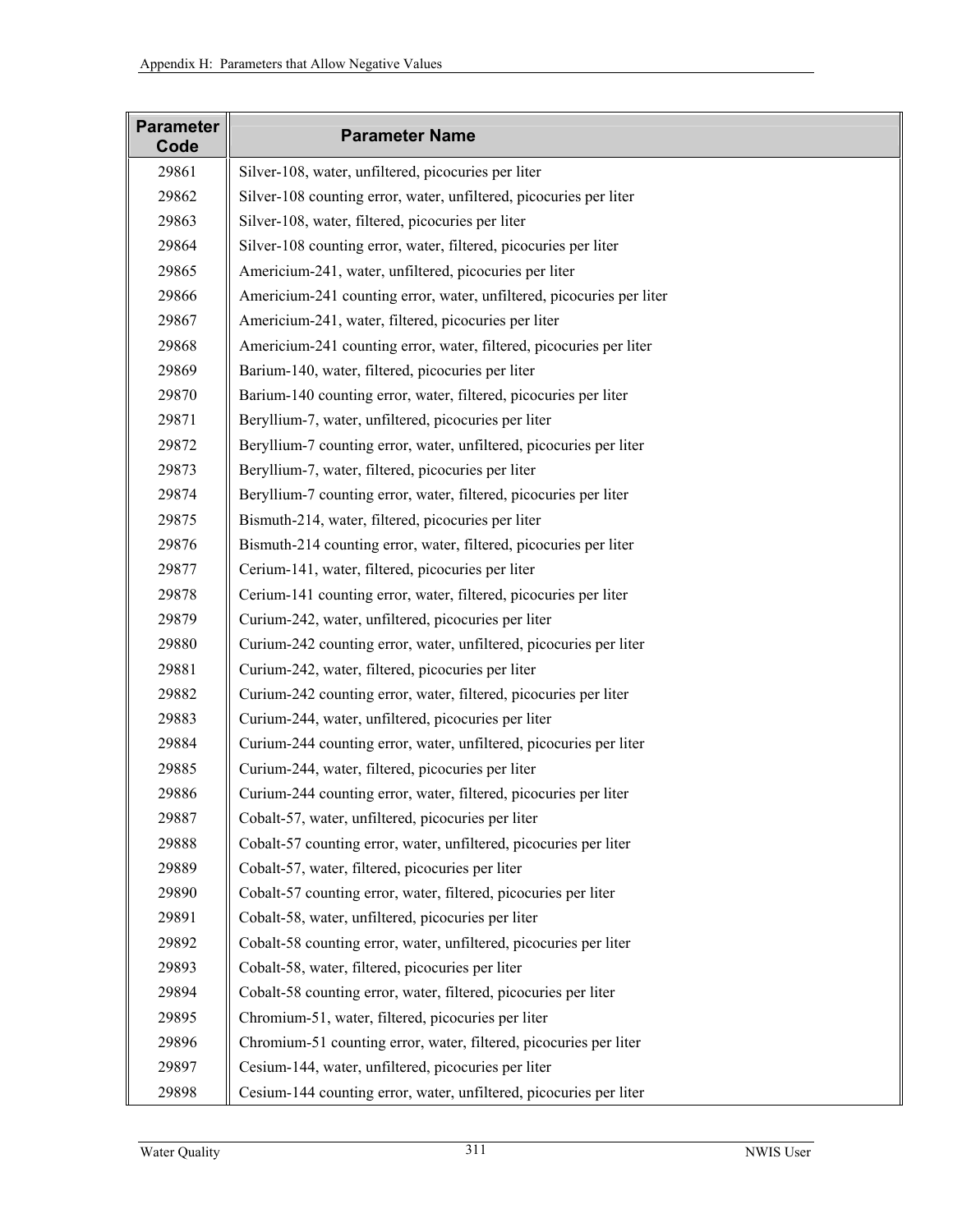| Parameter Code | Parameter Name |
|---|---|
| 29861 | Silver-108, water, unfiltered, picocuries per liter |
| 29862 | Silver-108 counting error, water, unfiltered, picocuries per liter |
| 29863 | Silver-108, water, filtered, picocuries per liter |
| 29864 | Silver-108 counting error, water, filtered, picocuries per liter |
| 29865 | Americium-241, water, unfiltered, picocuries per liter |
| 29866 | Americium-241 counting error, water, unfiltered, picocuries per liter |
| 29867 | Americium-241, water, filtered, picocuries per liter |
| 29868 | Americium-241 counting error, water, filtered, picocuries per liter |
| 29869 | Barium-140, water, filtered, picocuries per liter |
| 29870 | Barium-140 counting error, water, filtered, picocuries per liter |
| 29871 | Beryllium-7, water, unfiltered, picocuries per liter |
| 29872 | Beryllium-7 counting error, water, unfiltered, picocuries per liter |
| 29873 | Beryllium-7, water, filtered, picocuries per liter |
| 29874 | Beryllium-7 counting error, water, filtered, picocuries per liter |
| 29875 | Bismuth-214, water, filtered, picocuries per liter |
| 29876 | Bismuth-214 counting error, water, filtered, picocuries per liter |
| 29877 | Cerium-141, water, filtered, picocuries per liter |
| 29878 | Cerium-141 counting error, water, filtered, picocuries per liter |
| 29879 | Curium-242, water, unfiltered, picocuries per liter |
| 29880 | Curium-242 counting error, water, unfiltered, picocuries per liter |
| 29881 | Curium-242, water, filtered, picocuries per liter |
| 29882 | Curium-242 counting error, water, filtered, picocuries per liter |
| 29883 | Curium-244, water, unfiltered, picocuries per liter |
| 29884 | Curium-244 counting error, water, unfiltered, picocuries per liter |
| 29885 | Curium-244, water, filtered, picocuries per liter |
| 29886 | Curium-244 counting error, water, filtered, picocuries per liter |
| 29887 | Cobalt-57, water, unfiltered, picocuries per liter |
| 29888 | Cobalt-57 counting error, water, unfiltered, picocuries per liter |
| 29889 | Cobalt-57, water, filtered, picocuries per liter |
| 29890 | Cobalt-57 counting error, water, filtered, picocuries per liter |
| 29891 | Cobalt-58, water, unfiltered, picocuries per liter |
| 29892 | Cobalt-58 counting error, water, unfiltered, picocuries per liter |
| 29893 | Cobalt-58, water, filtered, picocuries per liter |
| 29894 | Cobalt-58 counting error, water, filtered, picocuries per liter |
| 29895 | Chromium-51, water, filtered, picocuries per liter |
| 29896 | Chromium-51 counting error, water, filtered, picocuries per liter |
| 29897 | Cesium-144, water, unfiltered, picocuries per liter |
| 29898 | Cesium-144 counting error, water, unfiltered, picocuries per liter |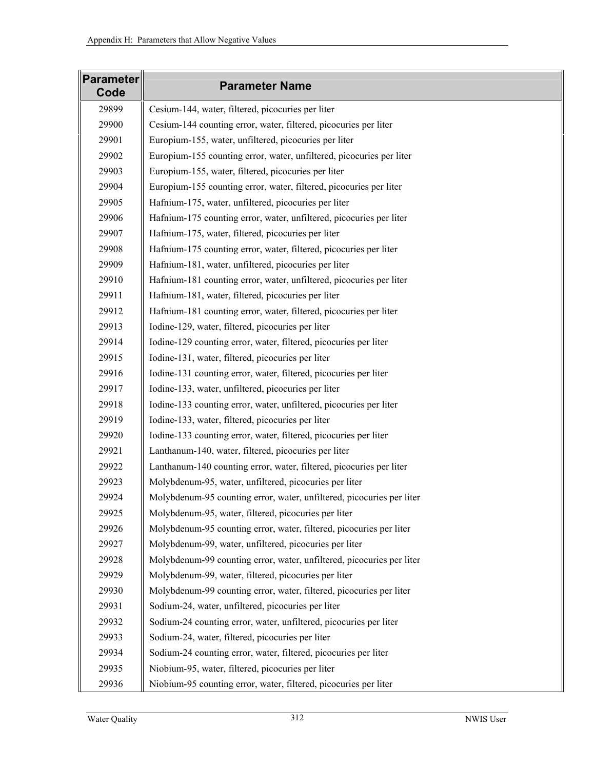| Parameter Code | Parameter Name |
|---|---|
| 29899 | Cesium-144, water, filtered, picocuries per liter |
| 29900 | Cesium-144 counting error, water, filtered, picocuries per liter |
| 29901 | Europium-155, water, unfiltered, picocuries per liter |
| 29902 | Europium-155 counting error, water, unfiltered, picocuries per liter |
| 29903 | Europium-155, water, filtered, picocuries per liter |
| 29904 | Europium-155 counting error, water, filtered, picocuries per liter |
| 29905 | Hafnium-175, water, unfiltered, picocuries per liter |
| 29906 | Hafnium-175 counting error, water, unfiltered, picocuries per liter |
| 29907 | Hafnium-175, water, filtered, picocuries per liter |
| 29908 | Hafnium-175 counting error, water, filtered, picocuries per liter |
| 29909 | Hafnium-181, water, unfiltered, picocuries per liter |
| 29910 | Hafnium-181 counting error, water, unfiltered, picocuries per liter |
| 29911 | Hafnium-181, water, filtered, picocuries per liter |
| 29912 | Hafnium-181 counting error, water, filtered, picocuries per liter |
| 29913 | Iodine-129, water, filtered, picocuries per liter |
| 29914 | Iodine-129 counting error, water, filtered, picocuries per liter |
| 29915 | Iodine-131, water, filtered, picocuries per liter |
| 29916 | Iodine-131 counting error, water, filtered, picocuries per liter |
| 29917 | Iodine-133, water, unfiltered, picocuries per liter |
| 29918 | Iodine-133 counting error, water, unfiltered, picocuries per liter |
| 29919 | Iodine-133, water, filtered, picocuries per liter |
| 29920 | Iodine-133 counting error, water, filtered, picocuries per liter |
| 29921 | Lanthanum-140, water, filtered, picocuries per liter |
| 29922 | Lanthanum-140 counting error, water, filtered, picocuries per liter |
| 29923 | Molybdenum-95, water, unfiltered, picocuries per liter |
| 29924 | Molybdenum-95 counting error, water, unfiltered, picocuries per liter |
| 29925 | Molybdenum-95, water, filtered, picocuries per liter |
| 29926 | Molybdenum-95 counting error, water, filtered, picocuries per liter |
| 29927 | Molybdenum-99, water, unfiltered, picocuries per liter |
| 29928 | Molybdenum-99 counting error, water, unfiltered, picocuries per liter |
| 29929 | Molybdenum-99, water, filtered, picocuries per liter |
| 29930 | Molybdenum-99 counting error, water, filtered, picocuries per liter |
| 29931 | Sodium-24, water, unfiltered, picocuries per liter |
| 29932 | Sodium-24 counting error, water, unfiltered, picocuries per liter |
| 29933 | Sodium-24, water, filtered, picocuries per liter |
| 29934 | Sodium-24 counting error, water, filtered, picocuries per liter |
| 29935 | Niobium-95, water, filtered, picocuries per liter |
| 29936 | Niobium-95 counting error, water, filtered, picocuries per liter |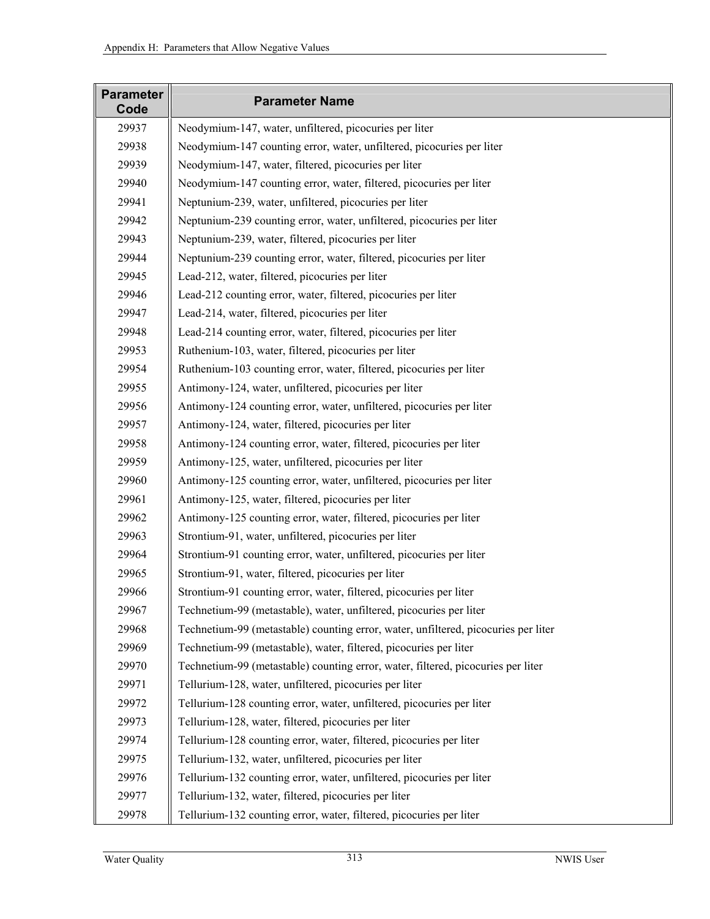| Parameter Code | Parameter Name |
|---|---|
| 29937 | Neodymium-147, water, unfiltered, picocuries per liter |
| 29938 | Neodymium-147 counting error, water, unfiltered, picocuries per liter |
| 29939 | Neodymium-147, water, filtered, picocuries per liter |
| 29940 | Neodymium-147 counting error, water, filtered, picocuries per liter |
| 29941 | Neptunium-239, water, unfiltered, picocuries per liter |
| 29942 | Neptunium-239 counting error, water, unfiltered, picocuries per liter |
| 29943 | Neptunium-239, water, filtered, picocuries per liter |
| 29944 | Neptunium-239 counting error, water, filtered, picocuries per liter |
| 29945 | Lead-212, water, filtered, picocuries per liter |
| 29946 | Lead-212 counting error, water, filtered, picocuries per liter |
| 29947 | Lead-214, water, filtered, picocuries per liter |
| 29948 | Lead-214 counting error, water, filtered, picocuries per liter |
| 29953 | Ruthenium-103, water, filtered, picocuries per liter |
| 29954 | Ruthenium-103 counting error, water, filtered, picocuries per liter |
| 29955 | Antimony-124, water, unfiltered, picocuries per liter |
| 29956 | Antimony-124 counting error, water, unfiltered, picocuries per liter |
| 29957 | Antimony-124, water, filtered, picocuries per liter |
| 29958 | Antimony-124 counting error, water, filtered, picocuries per liter |
| 29959 | Antimony-125, water, unfiltered, picocuries per liter |
| 29960 | Antimony-125 counting error, water, unfiltered, picocuries per liter |
| 29961 | Antimony-125, water, filtered, picocuries per liter |
| 29962 | Antimony-125 counting error, water, filtered, picocuries per liter |
| 29963 | Strontium-91, water, unfiltered, picocuries per liter |
| 29964 | Strontium-91 counting error, water, unfiltered, picocuries per liter |
| 29965 | Strontium-91, water, filtered, picocuries per liter |
| 29966 | Strontium-91 counting error, water, filtered, picocuries per liter |
| 29967 | Technetium-99 (metastable), water, unfiltered, picocuries per liter |
| 29968 | Technetium-99 (metastable) counting error, water, unfiltered, picocuries per liter |
| 29969 | Technetium-99 (metastable), water, filtered, picocuries per liter |
| 29970 | Technetium-99 (metastable) counting error, water, filtered, picocuries per liter |
| 29971 | Tellurium-128, water, unfiltered, picocuries per liter |
| 29972 | Tellurium-128 counting error, water, unfiltered, picocuries per liter |
| 29973 | Tellurium-128, water, filtered, picocuries per liter |
| 29974 | Tellurium-128 counting error, water, filtered, picocuries per liter |
| 29975 | Tellurium-132, water, unfiltered, picocuries per liter |
| 29976 | Tellurium-132 counting error, water, unfiltered, picocuries per liter |
| 29977 | Tellurium-132, water, filtered, picocuries per liter |
| 29978 | Tellurium-132 counting error, water, filtered, picocuries per liter |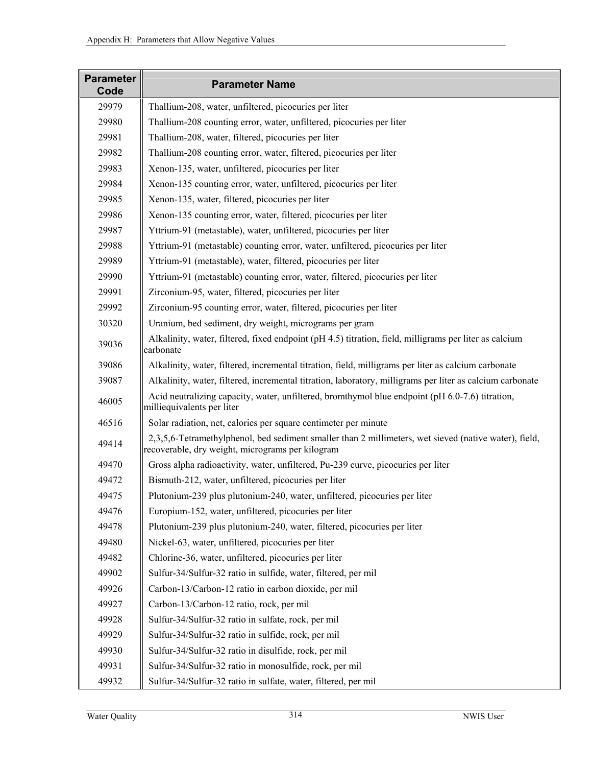| Parameter Code | Parameter Name |
|---|---|
| 29979 | Thallium-208, water, unfiltered, picocuries per liter |
| 29980 | Thallium-208 counting error, water, unfiltered, picocuries per liter |
| 29981 | Thallium-208, water, filtered, picocuries per liter |
| 29982 | Thallium-208 counting error, water, filtered, picocuries per liter |
| 29983 | Xenon-135, water, unfiltered, picocuries per liter |
| 29984 | Xenon-135 counting error, water, unfiltered, picocuries per liter |
| 29985 | Xenon-135, water, filtered, picocuries per liter |
| 29986 | Xenon-135 counting error, water, filtered, picocuries per liter |
| 29987 | Yttrium-91 (metastable), water, unfiltered, picocuries per liter |
| 29988 | Yttrium-91 (metastable) counting error, water, unfiltered, picocuries per liter |
| 29989 | Yttrium-91 (metastable), water, filtered, picocuries per liter |
| 29990 | Yttrium-91 (metastable) counting error, water, filtered, picocuries per liter |
| 29991 | Zirconium-95, water, filtered, picocuries per liter |
| 29992 | Zirconium-95 counting error, water, filtered, picocuries per liter |
| 30320 | Uranium, bed sediment, dry weight, micrograms per gram |
| 39036 | Alkalinity, water, filtered, fixed endpoint (pH 4.5) titration, field, milligrams per liter as calcium carbonate |
| 39086 | Alkalinity, water, filtered, incremental titration, field, milligrams per liter as calcium carbonate |
| 39087 | Alkalinity, water, filtered, incremental titration, laboratory, milligrams per liter as calcium carbonate |
| 46005 | Acid neutralizing capacity, water, unfiltered, bromthymol blue endpoint (pH 6.0-7.6) titration, milliequivalents per liter |
| 46516 | Solar radiation, net, calories per square centimeter per minute |
| 49414 | 2,3,5,6-Tetramethylphenol, bed sediment smaller than 2 millimeters, wet sieved (native water), field, recoverable, dry weight, micrograms per kilogram |
| 49470 | Gross alpha radioactivity, water, unfiltered, Pu-239 curve, picocuries per liter |
| 49472 | Bismuth-212, water, unfiltered, picocuries per liter |
| 49475 | Plutonium-239 plus plutonium-240, water, unfiltered, picocuries per liter |
| 49476 | Europium-152, water, unfiltered, picocuries per liter |
| 49478 | Plutonium-239 plus plutonium-240, water, filtered, picocuries per liter |
| 49480 | Nickel-63, water, unfiltered, picocuries per liter |
| 49482 | Chlorine-36, water, unfiltered, picocuries per liter |
| 49902 | Sulfur-34/Sulfur-32 ratio in sulfide, water, filtered, per mil |
| 49926 | Carbon-13/Carbon-12 ratio in carbon dioxide, per mil |
| 49927 | Carbon-13/Carbon-12 ratio, rock, per mil |
| 49928 | Sulfur-34/Sulfur-32 ratio in sulfate, rock, per mil |
| 49929 | Sulfur-34/Sulfur-32 ratio in sulfide, rock, per mil |
| 49930 | Sulfur-34/Sulfur-32 ratio in disulfide, rock, per mil |
| 49931 | Sulfur-34/Sulfur-32 ratio in monosulfide, rock, per mil |
| 49932 | Sulfur-34/Sulfur-32 ratio in sulfate, water, filtered, per mil |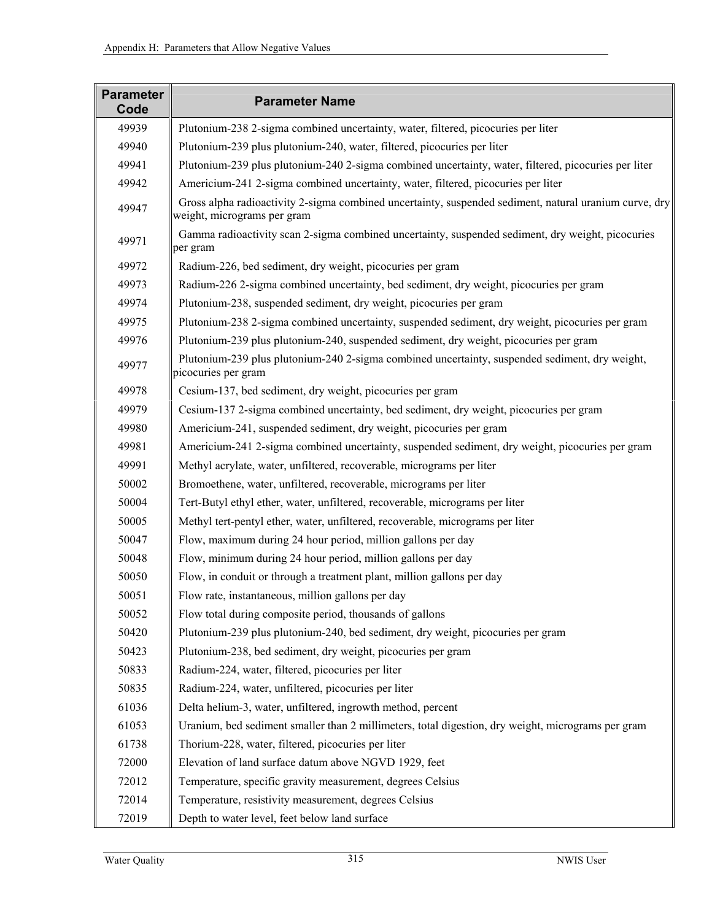| Parameter Code | Parameter Name |
|---|---|
| 49939 | Plutonium-238 2-sigma combined uncertainty, water, filtered, picocuries per liter |
| 49940 | Plutonium-239 plus plutonium-240, water, filtered, picocuries per liter |
| 49941 | Plutonium-239 plus plutonium-240 2-sigma combined uncertainty, water, filtered, picocuries per liter |
| 49942 | Americium-241 2-sigma combined uncertainty, water, filtered, picocuries per liter |
| 49947 | Gross alpha radioactivity 2-sigma combined uncertainty, suspended sediment, natural uranium curve, dry weight, micrograms per gram |
| 49971 | Gamma radioactivity scan 2-sigma combined uncertainty, suspended sediment, dry weight, picocuries per gram |
| 49972 | Radium-226, bed sediment, dry weight, picocuries per gram |
| 49973 | Radium-226 2-sigma combined uncertainty, bed sediment, dry weight, picocuries per gram |
| 49974 | Plutonium-238, suspended sediment, dry weight, picocuries per gram |
| 49975 | Plutonium-238 2-sigma combined uncertainty, suspended sediment, dry weight, picocuries per gram |
| 49976 | Plutonium-239 plus plutonium-240, suspended sediment, dry weight, picocuries per gram |
| 49977 | Plutonium-239 plus plutonium-240 2-sigma combined uncertainty, suspended sediment, dry weight, picocuries per gram |
| 49978 | Cesium-137, bed sediment, dry weight, picocuries per gram |
| 49979 | Cesium-137 2-sigma combined uncertainty, bed sediment, dry weight, picocuries per gram |
| 49980 | Americium-241, suspended sediment, dry weight, picocuries per gram |
| 49981 | Americium-241 2-sigma combined uncertainty, suspended sediment, dry weight, picocuries per gram |
| 49991 | Methyl acrylate, water, unfiltered, recoverable, micrograms per liter |
| 50002 | Bromoethene, water, unfiltered, recoverable, micrograms per liter |
| 50004 | Tert-Butyl ethyl ether, water, unfiltered, recoverable, micrograms per liter |
| 50005 | Methyl tert-pentyl ether, water, unfiltered, recoverable, micrograms per liter |
| 50047 | Flow, maximum during 24 hour period, million gallons per day |
| 50048 | Flow, minimum during 24 hour period, million gallons per day |
| 50050 | Flow, in conduit or through a treatment plant, million gallons per day |
| 50051 | Flow rate, instantaneous, million gallons per day |
| 50052 | Flow total during composite period, thousands of gallons |
| 50420 | Plutonium-239 plus plutonium-240, bed sediment, dry weight, picocuries per gram |
| 50423 | Plutonium-238, bed sediment, dry weight, picocuries per gram |
| 50833 | Radium-224, water, filtered, picocuries per liter |
| 50835 | Radium-224, water, unfiltered, picocuries per liter |
| 61036 | Delta helium-3, water, unfiltered, ingrowth method, percent |
| 61053 | Uranium, bed sediment smaller than 2 millimeters, total digestion, dry weight, micrograms per gram |
| 61738 | Thorium-228, water, filtered, picocuries per liter |
| 72000 | Elevation of land surface datum above NGVD 1929, feet |
| 72012 | Temperature, specific gravity measurement, degrees Celsius |
| 72014 | Temperature, resistivity measurement, degrees Celsius |
| 72019 | Depth to water level, feet below land surface |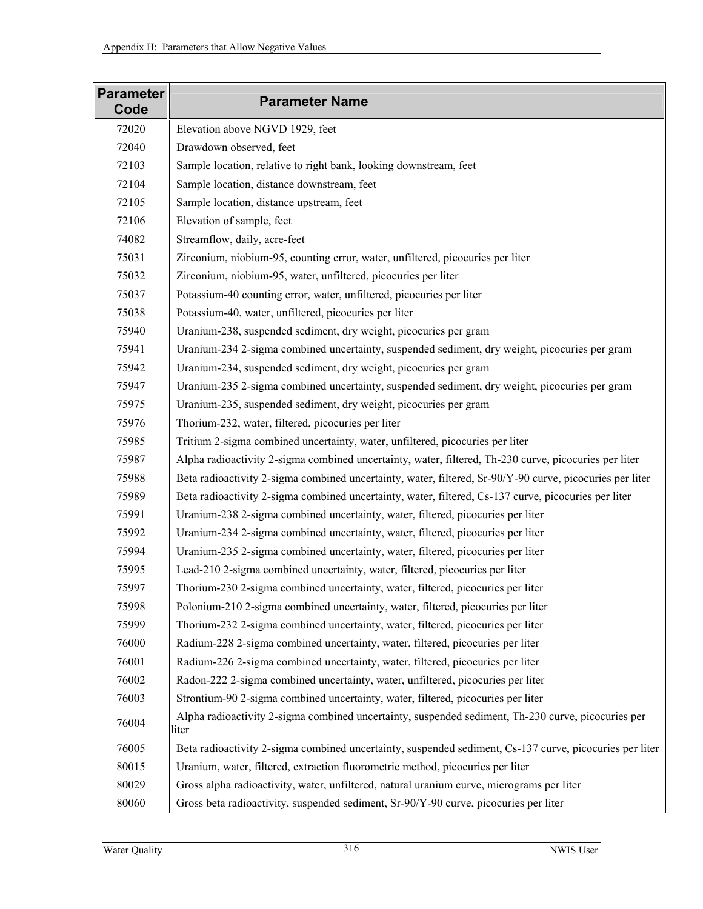| Parameter Code | Parameter Name |
|---|---|
| 72020 | Elevation above NGVD 1929, feet |
| 72040 | Drawdown observed, feet |
| 72103 | Sample location, relative to right bank, looking downstream, feet |
| 72104 | Sample location, distance downstream, feet |
| 72105 | Sample location, distance upstream, feet |
| 72106 | Elevation of sample, feet |
| 74082 | Streamflow, daily, acre-feet |
| 75031 | Zirconium, niobium-95, counting error, water, unfiltered, picocuries per liter |
| 75032 | Zirconium, niobium-95, water, unfiltered, picocuries per liter |
| 75037 | Potassium-40 counting error, water, unfiltered, picocuries per liter |
| 75038 | Potassium-40, water, unfiltered, picocuries per liter |
| 75940 | Uranium-238, suspended sediment, dry weight, picocuries per gram |
| 75941 | Uranium-234 2-sigma combined uncertainty, suspended sediment, dry weight, picocuries per gram |
| 75942 | Uranium-234, suspended sediment, dry weight, picocuries per gram |
| 75947 | Uranium-235 2-sigma combined uncertainty, suspended sediment, dry weight, picocuries per gram |
| 75975 | Uranium-235, suspended sediment, dry weight, picocuries per gram |
| 75976 | Thorium-232, water, filtered, picocuries per liter |
| 75985 | Tritium 2-sigma combined uncertainty, water, unfiltered, picocuries per liter |
| 75987 | Alpha radioactivity 2-sigma combined uncertainty, water, filtered, Th-230 curve, picocuries per liter |
| 75988 | Beta radioactivity 2-sigma combined uncertainty, water, filtered, Sr-90/Y-90 curve, picocuries per liter |
| 75989 | Beta radioactivity 2-sigma combined uncertainty, water, filtered, Cs-137 curve, picocuries per liter |
| 75991 | Uranium-238 2-sigma combined uncertainty, water, filtered, picocuries per liter |
| 75992 | Uranium-234 2-sigma combined uncertainty, water, filtered, picocuries per liter |
| 75994 | Uranium-235 2-sigma combined uncertainty, water, filtered, picocuries per liter |
| 75995 | Lead-210 2-sigma combined uncertainty, water, filtered, picocuries per liter |
| 75997 | Thorium-230 2-sigma combined uncertainty, water, filtered, picocuries per liter |
| 75998 | Polonium-210 2-sigma combined uncertainty, water, filtered, picocuries per liter |
| 75999 | Thorium-232 2-sigma combined uncertainty, water, filtered, picocuries per liter |
| 76000 | Radium-228 2-sigma combined uncertainty, water, filtered, picocuries per liter |
| 76001 | Radium-226 2-sigma combined uncertainty, water, filtered, picocuries per liter |
| 76002 | Radon-222 2-sigma combined uncertainty, water, unfiltered, picocuries per liter |
| 76003 | Strontium-90 2-sigma combined uncertainty, water, filtered, picocuries per liter |
| 76004 | Alpha radioactivity 2-sigma combined uncertainty, suspended sediment, Th-230 curve, picocuries per liter |
| 76005 | Beta radioactivity 2-sigma combined uncertainty, suspended sediment, Cs-137 curve, picocuries per liter |
| 80015 | Uranium, water, filtered, extraction fluorometric method, picocuries per liter |
| 80029 | Gross alpha radioactivity, water, unfiltered, natural uranium curve, micrograms per liter |
| 80060 | Gross beta radioactivity, suspended sediment, Sr-90/Y-90 curve, picocuries per liter |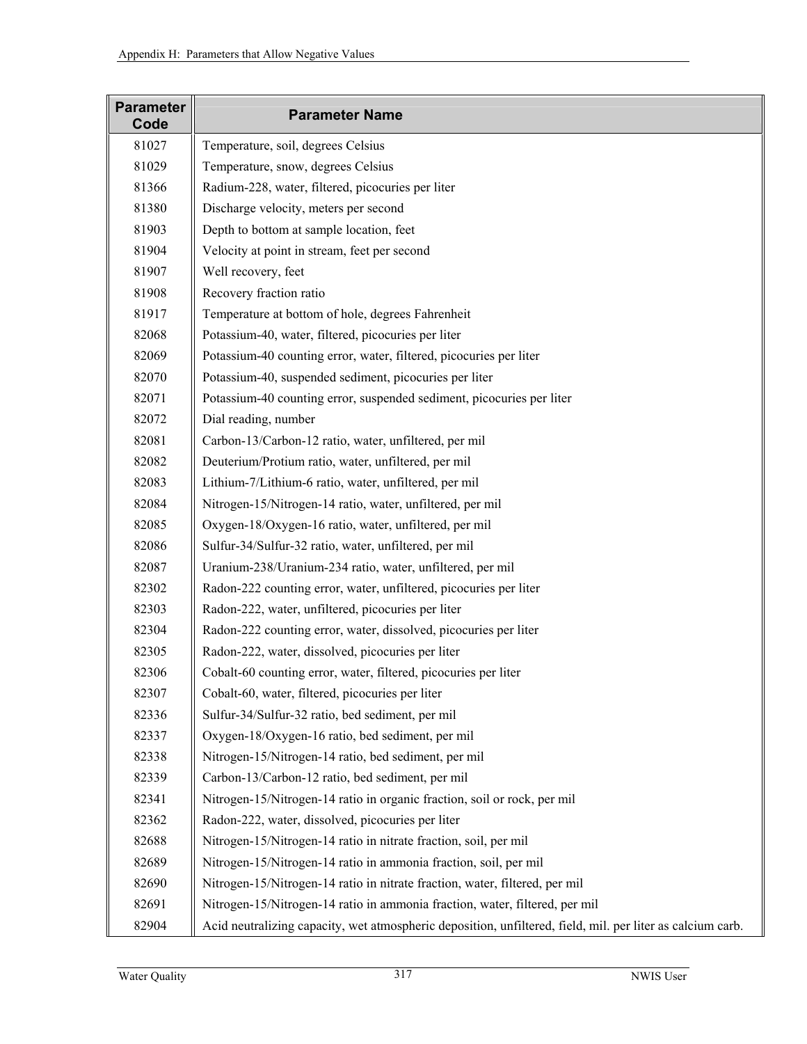| Parameter Code | Parameter Name |
|---|---|
| 81027 | Temperature, soil, degrees Celsius |
| 81029 | Temperature, snow, degrees Celsius |
| 81366 | Radium-228, water, filtered, picocuries per liter |
| 81380 | Discharge velocity, meters per second |
| 81903 | Depth to bottom at sample location, feet |
| 81904 | Velocity at point in stream, feet per second |
| 81907 | Well recovery, feet |
| 81908 | Recovery fraction ratio |
| 81917 | Temperature at bottom of hole, degrees Fahrenheit |
| 82068 | Potassium-40, water, filtered, picocuries per liter |
| 82069 | Potassium-40 counting error, water, filtered, picocuries per liter |
| 82070 | Potassium-40, suspended sediment, picocuries per liter |
| 82071 | Potassium-40 counting error, suspended sediment, picocuries per liter |
| 82072 | Dial reading, number |
| 82081 | Carbon-13/Carbon-12 ratio, water, unfiltered, per mil |
| 82082 | Deuterium/Protium ratio, water, unfiltered, per mil |
| 82083 | Lithium-7/Lithium-6 ratio, water, unfiltered, per mil |
| 82084 | Nitrogen-15/Nitrogen-14 ratio, water, unfiltered, per mil |
| 82085 | Oxygen-18/Oxygen-16 ratio, water, unfiltered, per mil |
| 82086 | Sulfur-34/Sulfur-32 ratio, water, unfiltered, per mil |
| 82087 | Uranium-238/Uranium-234 ratio, water, unfiltered, per mil |
| 82302 | Radon-222 counting error, water, unfiltered, picocuries per liter |
| 82303 | Radon-222, water, unfiltered, picocuries per liter |
| 82304 | Radon-222 counting error, water, dissolved, picocuries per liter |
| 82305 | Radon-222, water, dissolved, picocuries per liter |
| 82306 | Cobalt-60 counting error, water, filtered, picocuries per liter |
| 82307 | Cobalt-60, water, filtered, picocuries per liter |
| 82336 | Sulfur-34/Sulfur-32 ratio, bed sediment, per mil |
| 82337 | Oxygen-18/Oxygen-16 ratio, bed sediment, per mil |
| 82338 | Nitrogen-15/Nitrogen-14 ratio, bed sediment, per mil |
| 82339 | Carbon-13/Carbon-12 ratio, bed sediment, per mil |
| 82341 | Nitrogen-15/Nitrogen-14 ratio in organic fraction, soil or rock, per mil |
| 82362 | Radon-222, water, dissolved, picocuries per liter |
| 82688 | Nitrogen-15/Nitrogen-14 ratio in nitrate fraction, soil, per mil |
| 82689 | Nitrogen-15/Nitrogen-14 ratio in ammonia fraction, soil, per mil |
| 82690 | Nitrogen-15/Nitrogen-14 ratio in nitrate fraction, water, filtered, per mil |
| 82691 | Nitrogen-15/Nitrogen-14 ratio in ammonia fraction, water, filtered, per mil |
| 82904 | Acid neutralizing capacity, wet atmospheric deposition, unfiltered, field, mil. per liter as calcium carb. |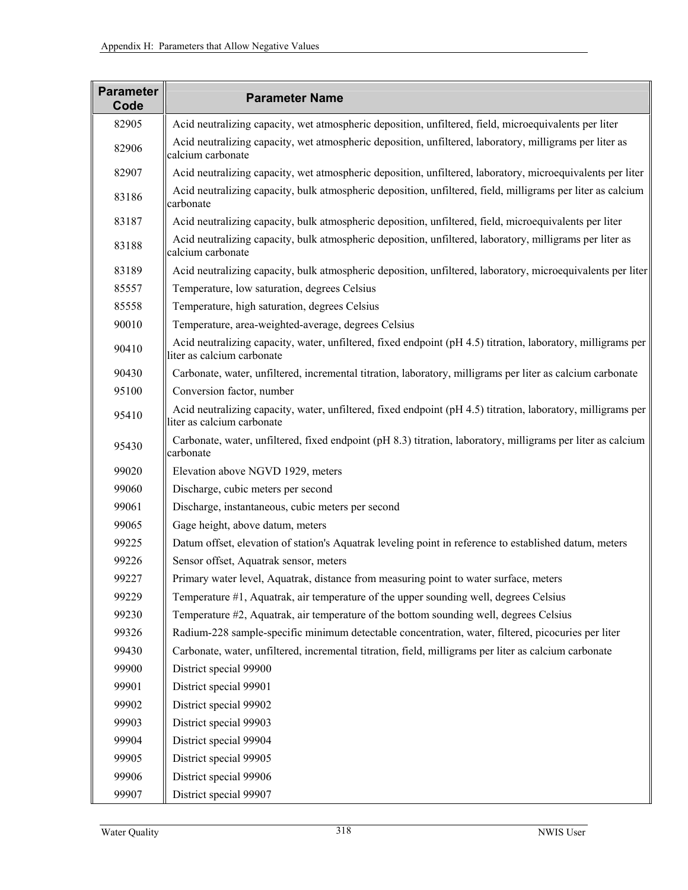| Parameter Code | Parameter Name |
|---|---|
| 82905 | Acid neutralizing capacity, wet atmospheric deposition, unfiltered, field, microequivalents per liter |
| 82906 | Acid neutralizing capacity, wet atmospheric deposition, unfiltered, laboratory, milligrams per liter as calcium carbonate |
| 82907 | Acid neutralizing capacity, wet atmospheric deposition, unfiltered, laboratory, microequivalents per liter |
| 83186 | Acid neutralizing capacity, bulk atmospheric deposition, unfiltered, field, milligrams per liter as calcium carbonate |
| 83187 | Acid neutralizing capacity, bulk atmospheric deposition, unfiltered, field, microequivalents per liter |
| 83188 | Acid neutralizing capacity, bulk atmospheric deposition, unfiltered, laboratory, milligrams per liter as calcium carbonate |
| 83189 | Acid neutralizing capacity, bulk atmospheric deposition, unfiltered, laboratory, microequivalents per liter |
| 85557 | Temperature, low saturation, degrees Celsius |
| 85558 | Temperature, high saturation, degrees Celsius |
| 90010 | Temperature, area-weighted-average, degrees Celsius |
| 90410 | Acid neutralizing capacity, water, unfiltered, fixed endpoint (pH 4.5) titration, laboratory, milligrams per liter as calcium carbonate |
| 90430 | Carbonate, water, unfiltered, incremental titration, laboratory, milligrams per liter as calcium carbonate |
| 95100 | Conversion factor, number |
| 95410 | Acid neutralizing capacity, water, unfiltered, fixed endpoint (pH 4.5) titration, laboratory, milligrams per liter as calcium carbonate |
| 95430 | Carbonate, water, unfiltered, fixed endpoint (pH 8.3) titration, laboratory, milligrams per liter as calcium carbonate |
| 99020 | Elevation above NGVD 1929, meters |
| 99060 | Discharge, cubic meters per second |
| 99061 | Discharge, instantaneous, cubic meters per second |
| 99065 | Gage height, above datum, meters |
| 99225 | Datum offset, elevation of station's Aquatrak leveling point in reference to established datum, meters |
| 99226 | Sensor offset, Aquatrak sensor, meters |
| 99227 | Primary water level, Aquatrak, distance from measuring point to water surface, meters |
| 99229 | Temperature #1, Aquatrak, air temperature of the upper sounding well, degrees Celsius |
| 99230 | Temperature #2, Aquatrak, air temperature of the bottom sounding well, degrees Celsius |
| 99326 | Radium-228 sample-specific minimum detectable concentration, water, filtered, picocuries per liter |
| 99430 | Carbonate, water, unfiltered, incremental titration, field, milligrams per liter as calcium carbonate |
| 99900 | District special 99900 |
| 99901 | District special 99901 |
| 99902 | District special 99902 |
| 99903 | District special 99903 |
| 99904 | District special 99904 |
| 99905 | District special 99905 |
| 99906 | District special 99906 |
| 99907 | District special 99907 |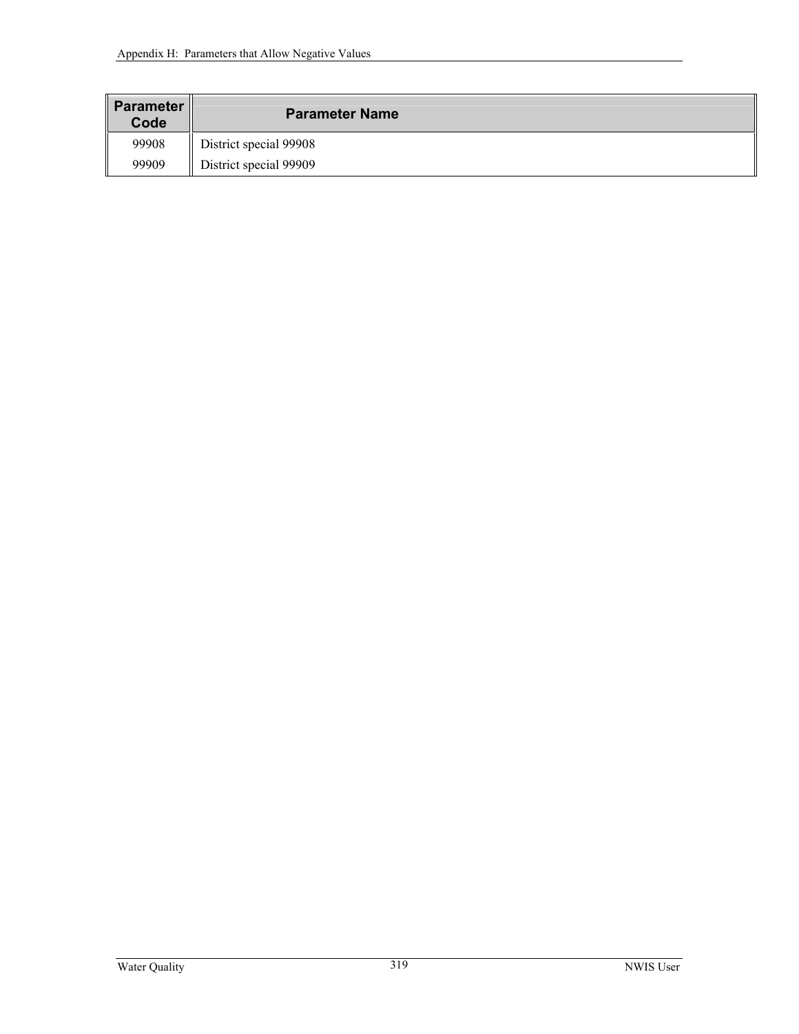| Parameter Code | Parameter Name |
|---|---|
| 99908 | District special 99908 |
| 99909 | District special 99909 |